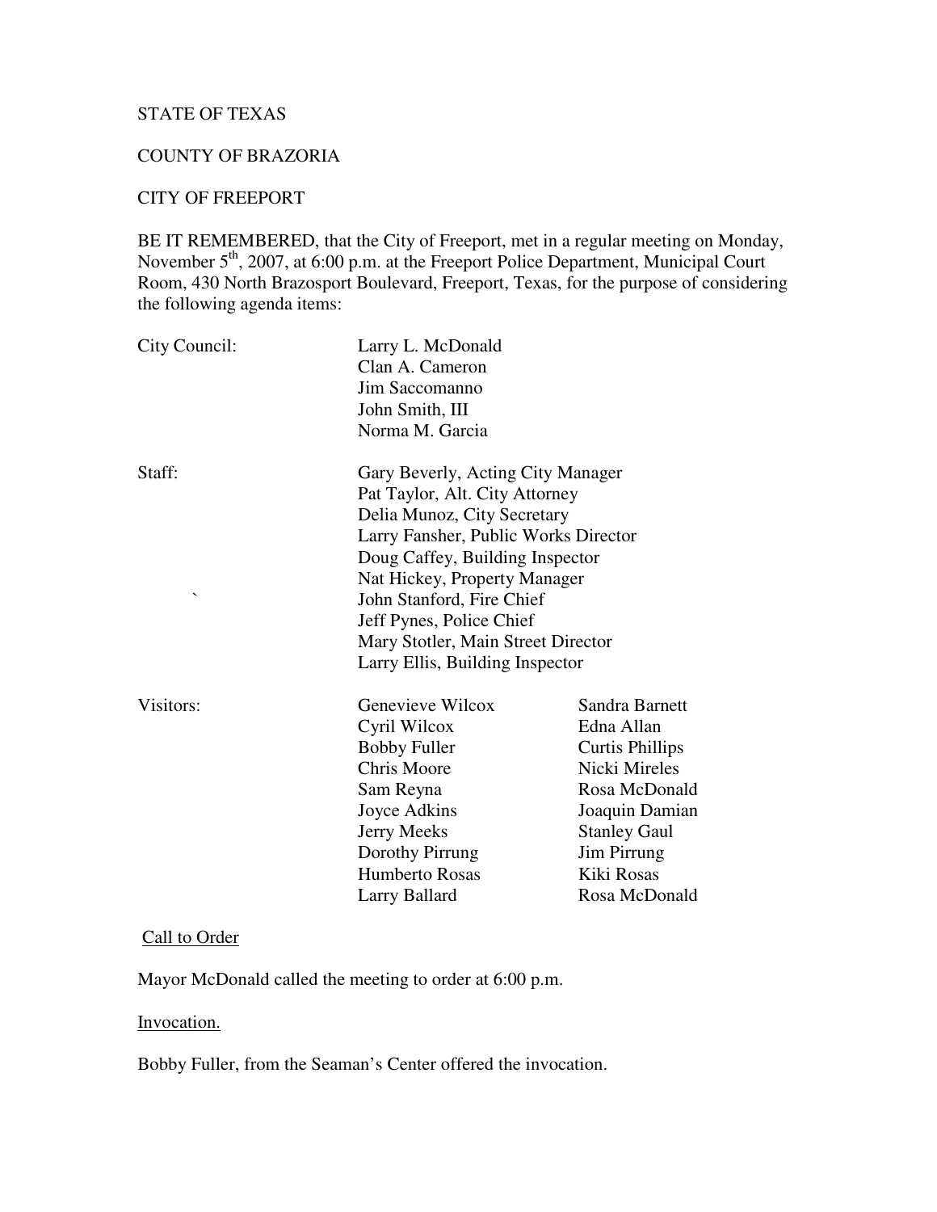STATE OF TEXAS

COUNTY OF BRAZORIA

CITY OF FREEPORT

BE IT REMEMBERED, that the City of Freeport, met in a regular meeting on Monday, November 5th, 2007, at 6:00 p.m. at the Freeport Police Department, Municipal Court Room, 430 North Brazosport Boulevard, Freeport, Texas, for the purpose of considering the following agenda items:

| | | |
|---|---|---|
| City Council: | Larry L. McDonald | |
| | Clan A. Cameron | |
| | Jim Saccomanno | |
| | John Smith, III | |
| | Norma M. Garcia | |
| Staff: | Gary Beverly, Acting City Manager | |
| | Pat Taylor, Alt. City Attorney | |
| | Delia Munoz, City Secretary | |
| | Larry Fansher, Public Works Director | |
| | Doug Caffey, Building Inspector | |
| | Nat Hickey, Property Manager | |
| ` | John Stanford, Fire Chief | |
| | Jeff Pynes, Police Chief | |
| | Mary Stotler, Main Street Director | |
| | Larry Ellis, Building Inspector | |
| Visitors: | Genevieve Wilcox | Sandra Barnett |
| | Cyril Wilcox | Edna Allan |
| | Bobby Fuller | Curtis Phillips |
| | Chris Moore | Nicki Mireles |
| | Sam Reyna | Rosa McDonald |
| | Joyce Adkins | Joaquin Damian |
| | Jerry Meeks | Stanley Gaul |
| | Dorothy Pirrung | Jim Pirrung |
| | Humberto Rosas | Kiki Rosas |
| | Larry Ballard | Rosa McDonald |

Call to Order

Mayor McDonald called the meeting to order at 6:00 p.m.

Invocation.

Bobby Fuller, from the Seaman's Center offered the invocation.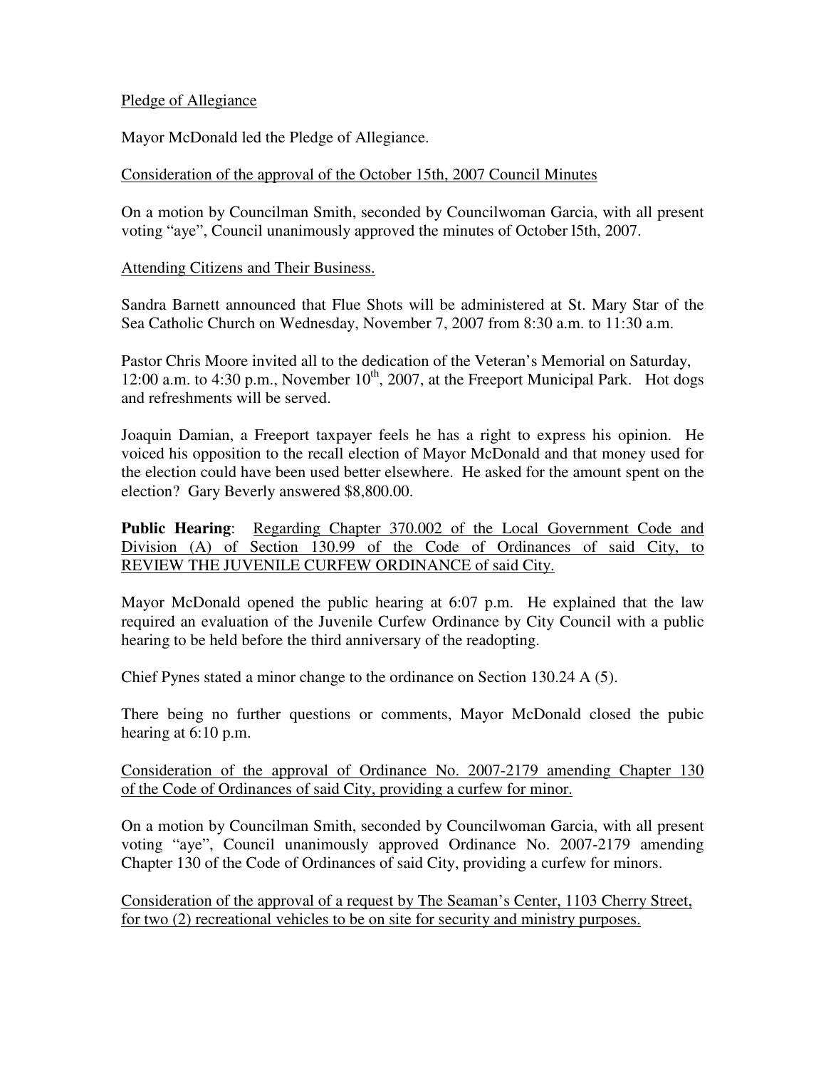Pledge of Allegiance

Mayor McDonald led the Pledge of Allegiance.

Consideration of the approval of the October 15th, 2007 Council Minutes

On a motion by Councilman Smith, seconded by Councilwoman Garcia, with all present voting "aye", Council unanimously approved the minutes of October l5th, 2007.

Attending Citizens and Their Business.

Sandra Barnett announced that Flue Shots will be administered at St. Mary Star of the Sea Catholic Church on Wednesday, November 7, 2007 from 8:30 a.m. to 11:30 a.m.

Pastor Chris Moore invited all to the dedication of the Veteran's Memorial on Saturday, 12:00 a.m. to 4:30 p.m., November 10th, 2007, at the Freeport Municipal Park. Hot dogs and refreshments will be served.

Joaquin Damian, a Freeport taxpayer feels he has a right to express his opinion. He voiced his opposition to the recall election of Mayor McDonald and that money used for the election could have been used better elsewhere. He asked for the amount spent on the election? Gary Beverly answered $8,800.00.

**Public Hearing**: Regarding Chapter 370.002 of the Local Government Code and Division (A) of Section 130.99 of the Code of Ordinances of said City, to REVIEW THE JUVENILE CURFEW ORDINANCE of said City.

Mayor McDonald opened the public hearing at 6:07 p.m. He explained that the law required an evaluation of the Juvenile Curfew Ordinance by City Council with a public hearing to be held before the third anniversary of the readopting.

Chief Pynes stated a minor change to the ordinance on Section 130.24 A (5).

There being no further questions or comments, Mayor McDonald closed the pubic hearing at 6:10 p.m.

Consideration of the approval of Ordinance No. 2007-2179 amending Chapter 130 of the Code of Ordinances of said City, providing a curfew for minor.

On a motion by Councilman Smith, seconded by Councilwoman Garcia, with all present voting "aye", Council unanimously approved Ordinance No. 2007-2179 amending Chapter 130 of the Code of Ordinances of said City, providing a curfew for minors.

Consideration of the approval of a request by The Seaman's Center, 1103 Cherry Street, for two (2) recreational vehicles to be on site for security and ministry purposes.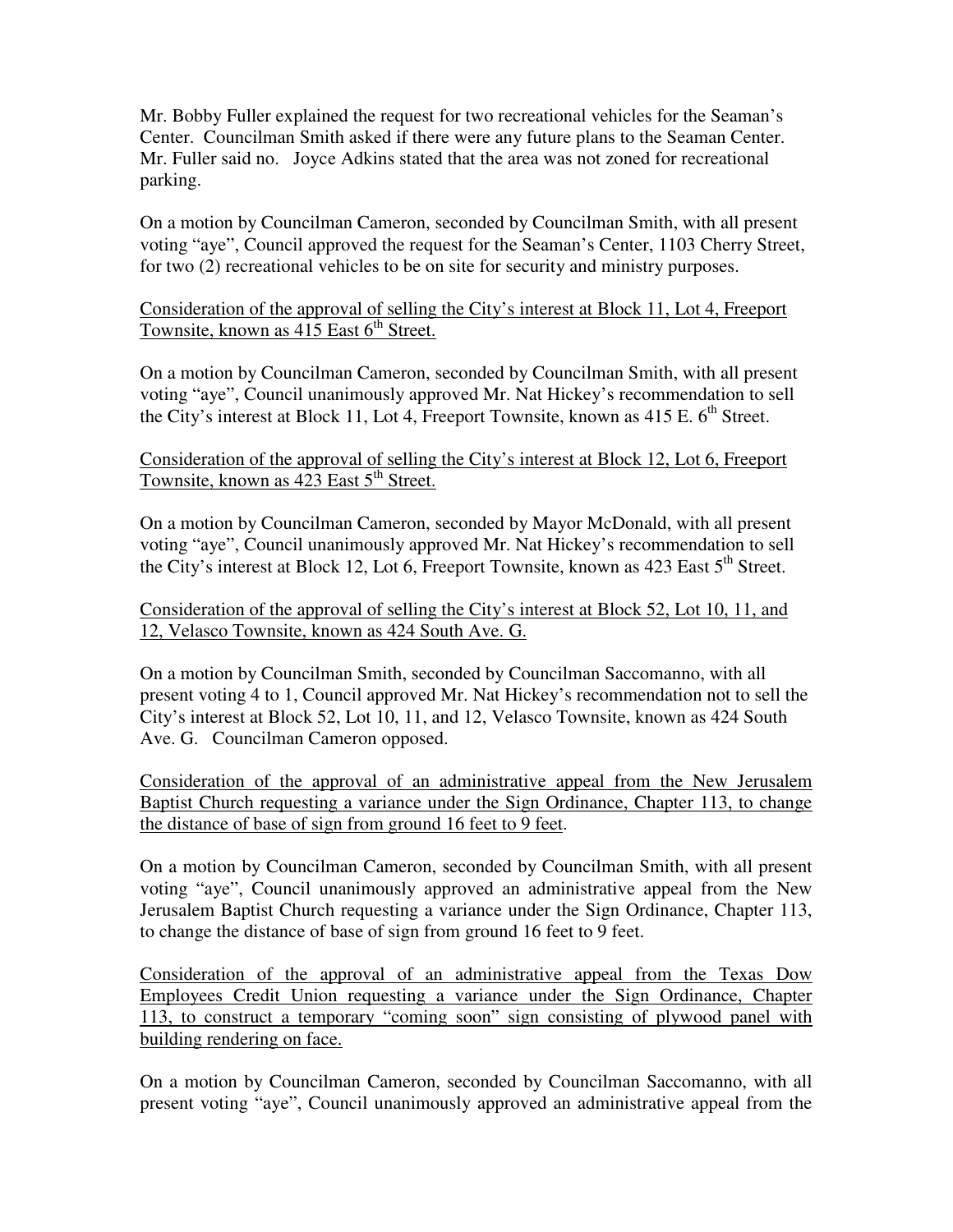Mr. Bobby Fuller explained the request for two recreational vehicles for the Seaman's Center. Councilman Smith asked if there were any future plans to the Seaman Center. Mr. Fuller said no. Joyce Adkins stated that the area was not zoned for recreational parking.

On a motion by Councilman Cameron, seconded by Councilman Smith, with all present voting "aye", Council approved the request for the Seaman's Center, 1103 Cherry Street, for two (2) recreational vehicles to be on site for security and ministry purposes.

<u>Consideration of the approval of selling the City's interest at Block 11, Lot 4, Freeport Townsite, known as 415 East 6th Street.</u>

On a motion by Councilman Cameron, seconded by Councilman Smith, with all present voting "aye", Council unanimously approved Mr. Nat Hickey's recommendation to sell the City's interest at Block 11, Lot 4, Freeport Townsite, known as 415 E. 6th Street.

<u>Consideration of the approval of selling the City's interest at Block 12, Lot 6, Freeport Townsite, known as 423 East 5th Street.</u>

On a motion by Councilman Cameron, seconded by Mayor McDonald, with all present voting "aye", Council unanimously approved Mr. Nat Hickey's recommendation to sell the City's interest at Block 12, Lot 6, Freeport Townsite, known as 423 East 5th Street.

<u>Consideration of the approval of selling the City's interest at Block 52, Lot 10, 11, and 12, Velasco Townsite, known as 424 South Ave. G.</u>

On a motion by Councilman Smith, seconded by Councilman Saccomanno, with all present voting 4 to 1, Council approved Mr. Nat Hickey's recommendation not to sell the City's interest at Block 52, Lot 10, 11, and 12, Velasco Townsite, known as 424 South Ave. G. Councilman Cameron opposed.

<u>Consideration of the approval of an administrative appeal from the New Jerusalem Baptist Church requesting a variance under the Sign Ordinance, Chapter 113, to change the distance of base of sign from ground 16 feet to 9 feet</u>.

On a motion by Councilman Cameron, seconded by Councilman Smith, with all present voting "aye", Council unanimously approved an administrative appeal from the New Jerusalem Baptist Church requesting a variance under the Sign Ordinance, Chapter 113, to change the distance of base of sign from ground 16 feet to 9 feet.

<u>Consideration of the approval of an administrative appeal from the Texas Dow Employees Credit Union requesting a variance under the Sign Ordinance, Chapter 113, to construct a temporary "coming soon" sign consisting of plywood panel with building rendering on face.</u>

On a motion by Councilman Cameron, seconded by Councilman Saccomanno, with all present voting "aye", Council unanimously approved an administrative appeal from the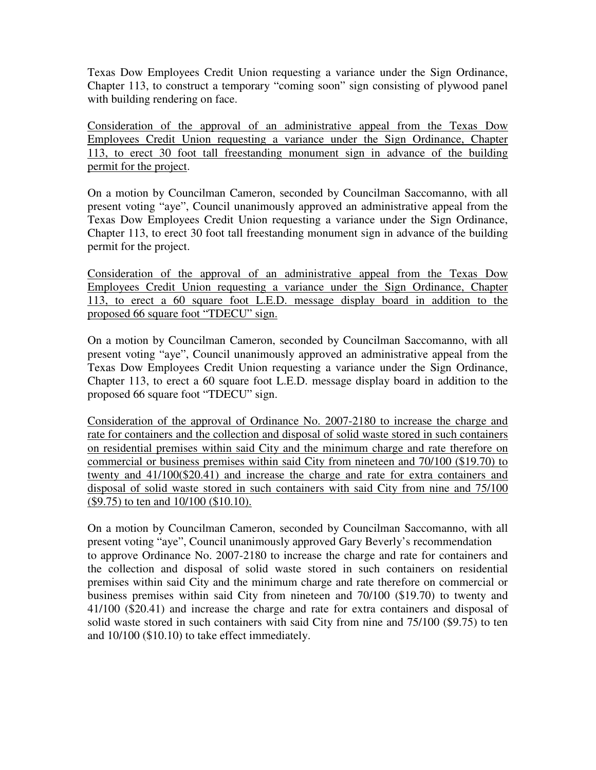Texas Dow Employees Credit Union requesting a variance under the Sign Ordinance, Chapter 113, to construct a temporary "coming soon" sign consisting of plywood panel with building rendering on face.

Consideration of the approval of an administrative appeal from the Texas Dow Employees Credit Union requesting a variance under the Sign Ordinance, Chapter 113, to erect 30 foot tall freestanding monument sign in advance of the building permit for the project.

On a motion by Councilman Cameron, seconded by Councilman Saccomanno, with all present voting "aye", Council unanimously approved an administrative appeal from the Texas Dow Employees Credit Union requesting a variance under the Sign Ordinance, Chapter 113, to erect 30 foot tall freestanding monument sign in advance of the building permit for the project.

Consideration of the approval of an administrative appeal from the Texas Dow Employees Credit Union requesting a variance under the Sign Ordinance, Chapter 113, to erect a 60 square foot L.E.D. message display board in addition to the proposed 66 square foot "TDECU" sign.

On a motion by Councilman Cameron, seconded by Councilman Saccomanno, with all present voting "aye", Council unanimously approved an administrative appeal from the Texas Dow Employees Credit Union requesting a variance under the Sign Ordinance, Chapter 113, to erect a 60 square foot L.E.D. message display board in addition to the proposed 66 square foot "TDECU" sign.

Consideration of the approval of Ordinance No. 2007-2180 to increase the charge and rate for containers and the collection and disposal of solid waste stored in such containers on residential premises within said City and the minimum charge and rate therefore on commercial or business premises within said City from nineteen and 70/100 ($19.70) to twenty and 41/100($20.41) and increase the charge and rate for extra containers and disposal of solid waste stored in such containers with said City from nine and 75/100 ($9.75) to ten and 10/100 ($10.10).

On a motion by Councilman Cameron, seconded by Councilman Saccomanno, with all present voting "aye", Council unanimously approved Gary Beverly's recommendation to approve Ordinance No. 2007-2180 to increase the charge and rate for containers and the collection and disposal of solid waste stored in such containers on residential premises within said City and the minimum charge and rate therefore on commercial or business premises within said City from nineteen and 70/100 ($19.70) to twenty and 41/100 ($20.41) and increase the charge and rate for extra containers and disposal of solid waste stored in such containers with said City from nine and 75/100 ($9.75) to ten and 10/100 ($10.10) to take effect immediately.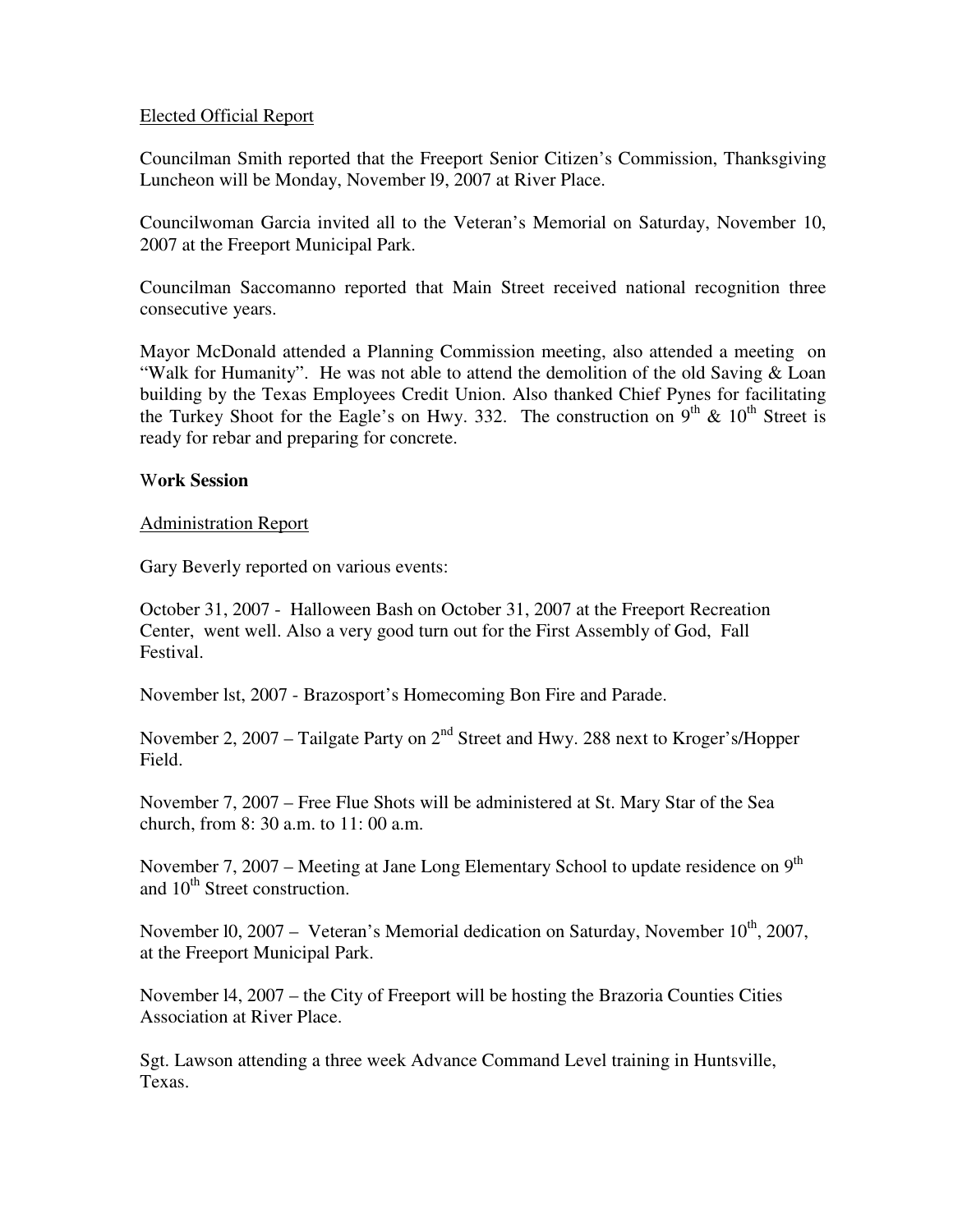Elected Official Report

Councilman Smith reported that the Freeport Senior Citizen's Commission, Thanksgiving Luncheon will be Monday, November l9, 2007 at River Place.

Councilwoman Garcia invited all to the Veteran's Memorial on Saturday, November 10, 2007 at the Freeport Municipal Park.

Councilman Saccomanno reported that Main Street received national recognition three consecutive years.

Mayor McDonald attended a Planning Commission meeting, also attended a meeting on "Walk for Humanity". He was not able to attend the demolition of the old Saving & Loan building by the Texas Employees Credit Union. Also thanked Chief Pynes for facilitating the Turkey Shoot for the Eagle's on Hwy. 332. The construction on 9th & 10th Street is ready for rebar and preparing for concrete.

**Work Session**

Administration Report

Gary Beverly reported on various events:

October 31, 2007 - Halloween Bash on October 31, 2007 at the Freeport Recreation Center, went well. Also a very good turn out for the First Assembly of God, Fall Festival.

November lst, 2007 - Brazosport's Homecoming Bon Fire and Parade.

November 2, 2007 – Tailgate Party on 2nd Street and Hwy. 288 next to Kroger's/Hopper Field.

November 7, 2007 – Free Flue Shots will be administered at St. Mary Star of the Sea church, from 8: 30 a.m. to 11: 00 a.m.

November 7, 2007 – Meeting at Jane Long Elementary School to update residence on 9th and 10th Street construction.

November l0, 2007 – Veteran's Memorial dedication on Saturday, November 10th, 2007, at the Freeport Municipal Park.

November l4, 2007 – the City of Freeport will be hosting the Brazoria Counties Cities Association at River Place.

Sgt. Lawson attending a three week Advance Command Level training in Huntsville, Texas.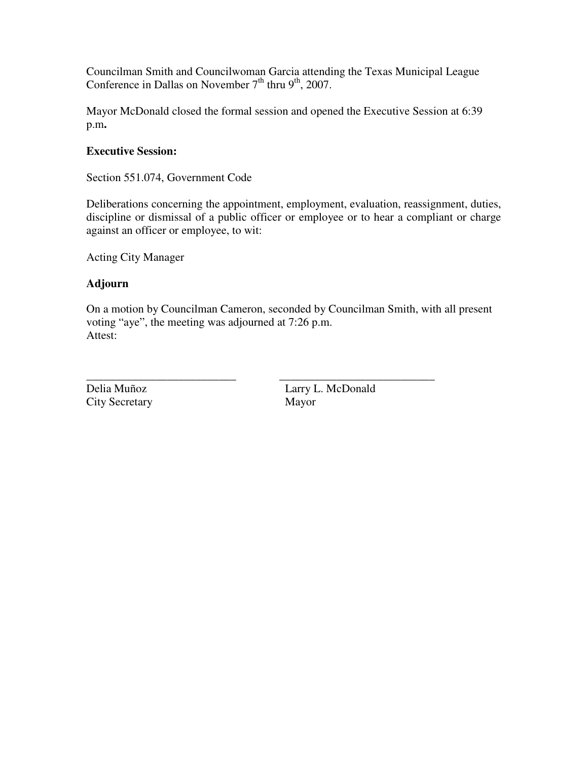Councilman Smith and Councilwoman Garcia attending the Texas Municipal League Conference in Dallas on November 7th thru 9th, 2007.

Mayor McDonald closed the formal session and opened the Executive Session at 6:39 p.m**.**

**Executive Session:**

Section 551.074, Government Code

Deliberations concerning the appointment, employment, evaluation, reassignment, duties, discipline or dismissal of a public officer or employee or to hear a compliant or charge against an officer or employee, to wit:

Acting City Manager

**Adjourn**

On a motion by Councilman Cameron, seconded by Councilman Smith, with all present voting "aye", the meeting was adjourned at 7:26 p.m.
Attest:

| | |
|---|---|
| ___________________________ | ___________________________ |
| Delia Muñoz | Larry L. McDonald |
| City Secretary | Mayor |